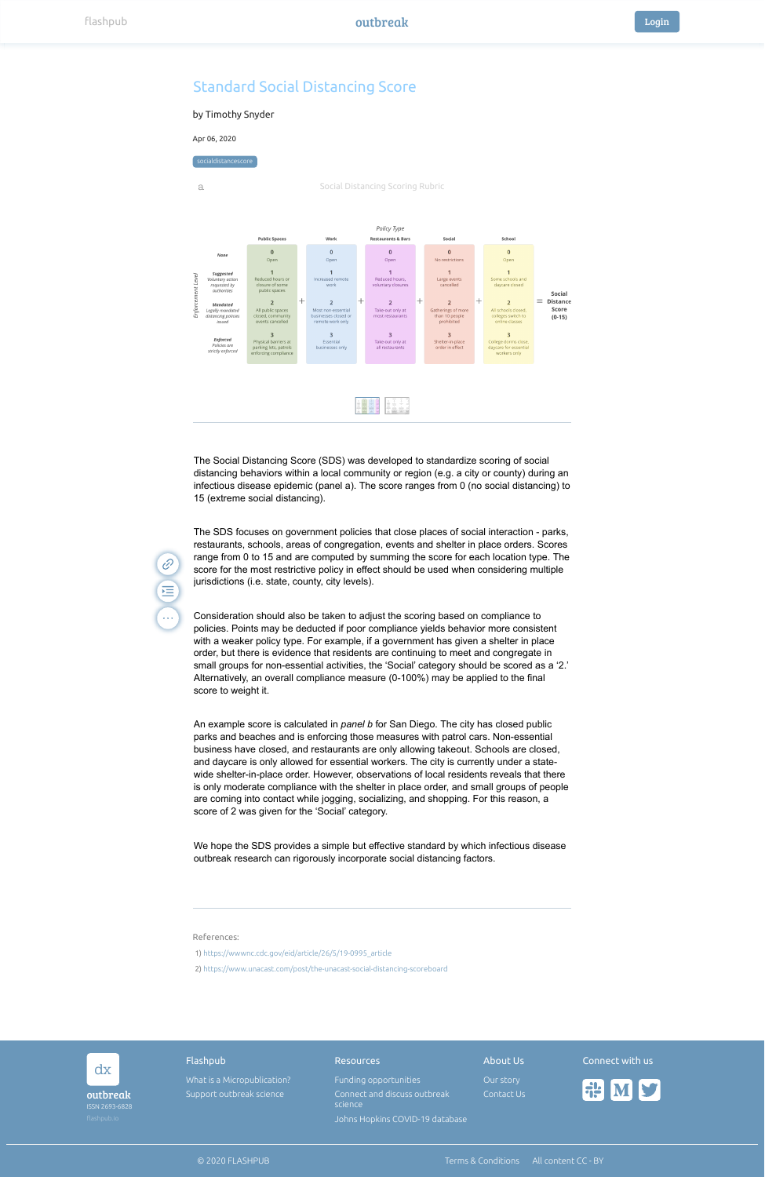# Standard Social Distancing Score

by Timothy Snyder

Apr 06, 2020

socialdistancescore

a

Social Distancing Scoring Rubric

*Policy Type*

| *Enforcement Level* | Public Spaces | | Work | | Restaurants & Bars | | Social | | School | | |
|---|---|---|---|---|---|---|---|---|---|---|---|
| *None* | 0 Open | | 0 Open | | 0 Open | | 0 No restrictions | | 0 Open | | |
| *Suggested* Voluntary action requested by authorities | 1 Reduced hours or closure of some public spaces | + | 1 Increased remote work | + | 1 Reduced hours, voluntary closures | + | 1 Large events cancelled | + | 1 Some schools and daycare closed | = | Social Distance Score (0-15) |
| *Mandated* Legally mandated distancing policies issued | 2 All public spaces closed, community events cancelled | | 2 Most non-essential businesses closed or remote work only | | 2 Take-out only at most restaurants | | 2 Gatherings of more than 10 people prohibited | | 2 All schools closed, colleges switch to online classes | | |
| *Enforced* Policies are strictly enforced | 3 Physical barriers at parking lots, patrols enforcing compliance | | 3 Essential businesses only | | 3 Take-out only at all restaurants | | 3 Shelter-in-place order in effect | | 3 College dorms close, daycare for essential workers only | | |

The Social Distancing Score (SDS) was developed to standardize scoring of social distancing behaviors within a local community or region (e.g. a city or county) during an infectious disease epidemic (panel a). The score ranges from 0 (no social distancing) to 15 (extreme social distancing).

The SDS focuses on government policies that close places of social interaction - parks, restaurants, schools, areas of congregation, events and shelter in place orders. Scores range from 0 to 15 and are computed by summing the score for each location type. The score for the most restrictive policy in effect should be used when considering multiple jurisdictions (i.e. state, county, city levels).

Consideration should also be taken to adjust the scoring based on compliance to policies. Points may be deducted if poor compliance yields behavior more consistent with a weaker policy type. For example, if a government has given a shelter in place order, but there is evidence that residents are continuing to meet and congregate in small groups for non-essential activities, the 'Social' category should be scored as a '2.' Alternatively, an overall compliance measure (0-100%) may be applied to the final score to weight it.

An example score is calculated in *panel b* for San Diego. The city has closed public parks and beaches and is enforcing those measures with patrol cars. Non-essential business have closed, and restaurants are only allowing takeout. Schools are closed, and daycare is only allowed for essential workers. The city is currently under a state-wide shelter-in-place order. However, observations of local residents reveals that there is only moderate compliance with the shelter in place order, and small groups of people are coming into contact while jogging, socializing, and shopping. For this reason, a score of 2 was given for the 'Social' category.

We hope the SDS provides a simple but effective standard by which infectious disease outbreak research can rigorously incorporate social distancing factors.

References:

1) https://wwwnc.cdc.gov/eid/article/26/5/19-0995_article
2) https://www.unacast.com/post/the-unacast-social-distancing-scoreboard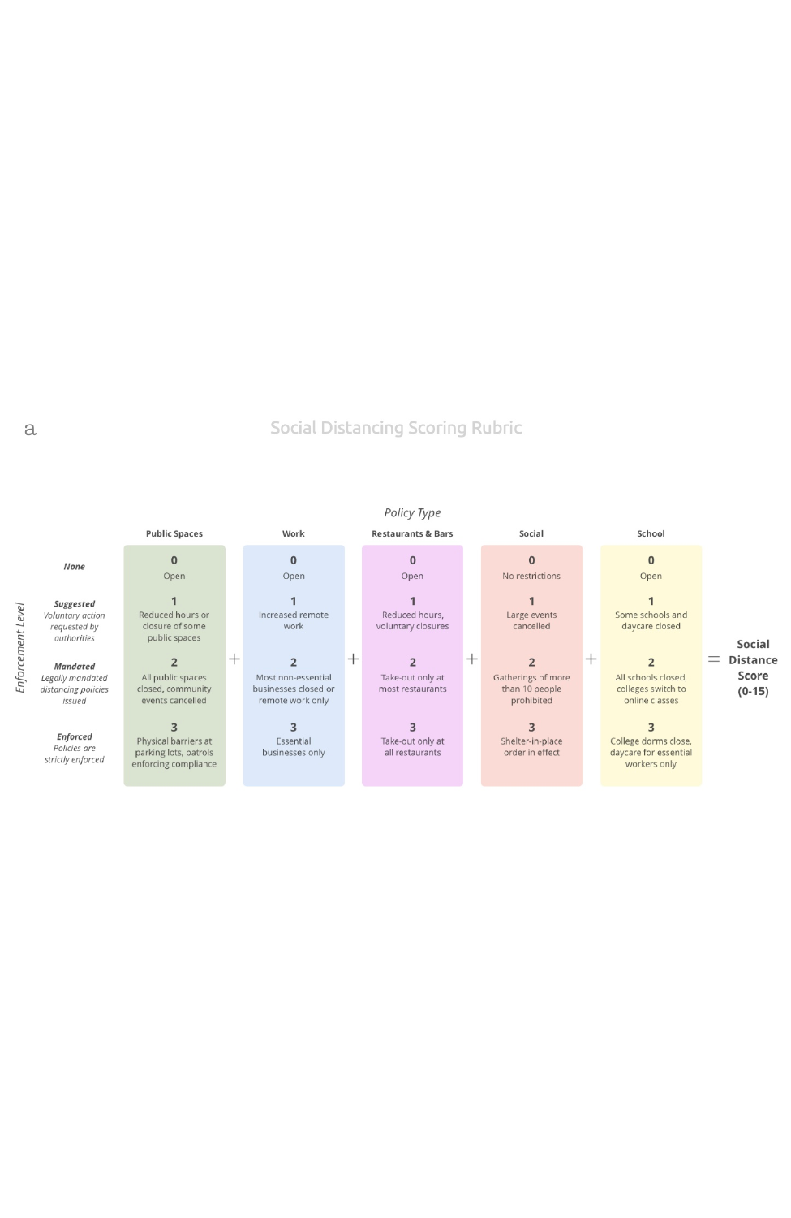a

## Social Distancing Scoring Rubric

*Policy Type*

| *Enforcement Level* | Public Spaces | | Work | | Restaurants & Bars | | Social | | School | | |
|---|---|---|---|---|---|---|---|---|---|---|---|
| ***None*** | **0** Open | | **0** Open | | **0** Open | | **0** No restrictions | | **0** Open | | |
| ***Suggested*** *Voluntary action requested by authorities* | **1** Reduced hours or closure of some public spaces | | **1** Increased remote work | | **1** Reduced hours, voluntary closures | | **1** Large events cancelled | | **1** Some schools and daycare closed | | |
| ***Mandated*** *Legally mandated distancing policies issued* | **2** All public spaces closed, community events cancelled | + | **2** Most non-essential businesses closed or remote work only | + | **2** Take-out only at most restaurants | + | **2** Gatherings of more than 10 people prohibited | + | **2** All schools closed, colleges switch to online classes | = | **Social Distance Score (0-15)** |
| ***Enforced*** *Policies are strictly enforced* | **3** Physical barriers at parking lots, patrols enforcing compliance | | **3** Essential businesses only | | **3** Take-out only at all restaurants | | **3** Shelter-in-place order in effect | | **3** College dorms close, daycare for essential workers only | | |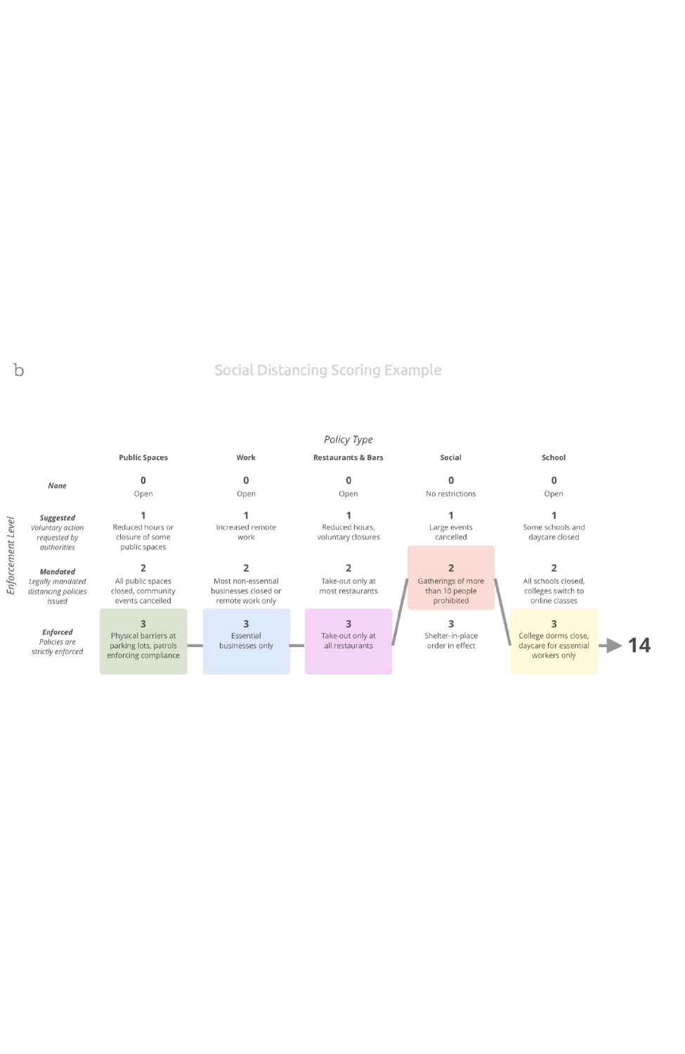b

Social Distancing Scoring Example

*Policy Type*

| *Enforcement Level* | Public Spaces | Work | Restaurants & Bars | Social | School |
|---|---|---|---|---|---|
| ***None*** | 0<br>Open | 0<br>Open | 0<br>Open | 0<br>No restrictions | 0<br>Open |
| ***Suggested***<br>*Voluntary action requested by authorities* | 1<br>Reduced hours or closure of some public spaces | 1<br>Increased remote work | 1<br>Reduced hours, voluntary closures | 1<br>Large events cancelled | 1<br>Some schools and daycare closed |
| ***Mandated***<br>*Legally mandated distancing policies issued* | 2<br>All public spaces closed, community events cancelled | 2<br>Most non-essential businesses closed or remote work only | 2<br>Take-out only at most restaurants | 2<br>Gatherings of more than 10 people prohibited | 2<br>All schools closed, colleges switch to online classes |
| ***Enforced***<br>*Policies are strictly enforced* | 3<br>Physical barriers at parking lots, patrols enforcing compliance | 3<br>Essential businesses only | 3<br>Take-out only at all restaurants | 3<br>Shelter-in-place order in effect | 3<br>College dorms close, daycare for essential workers only |

→ **14**